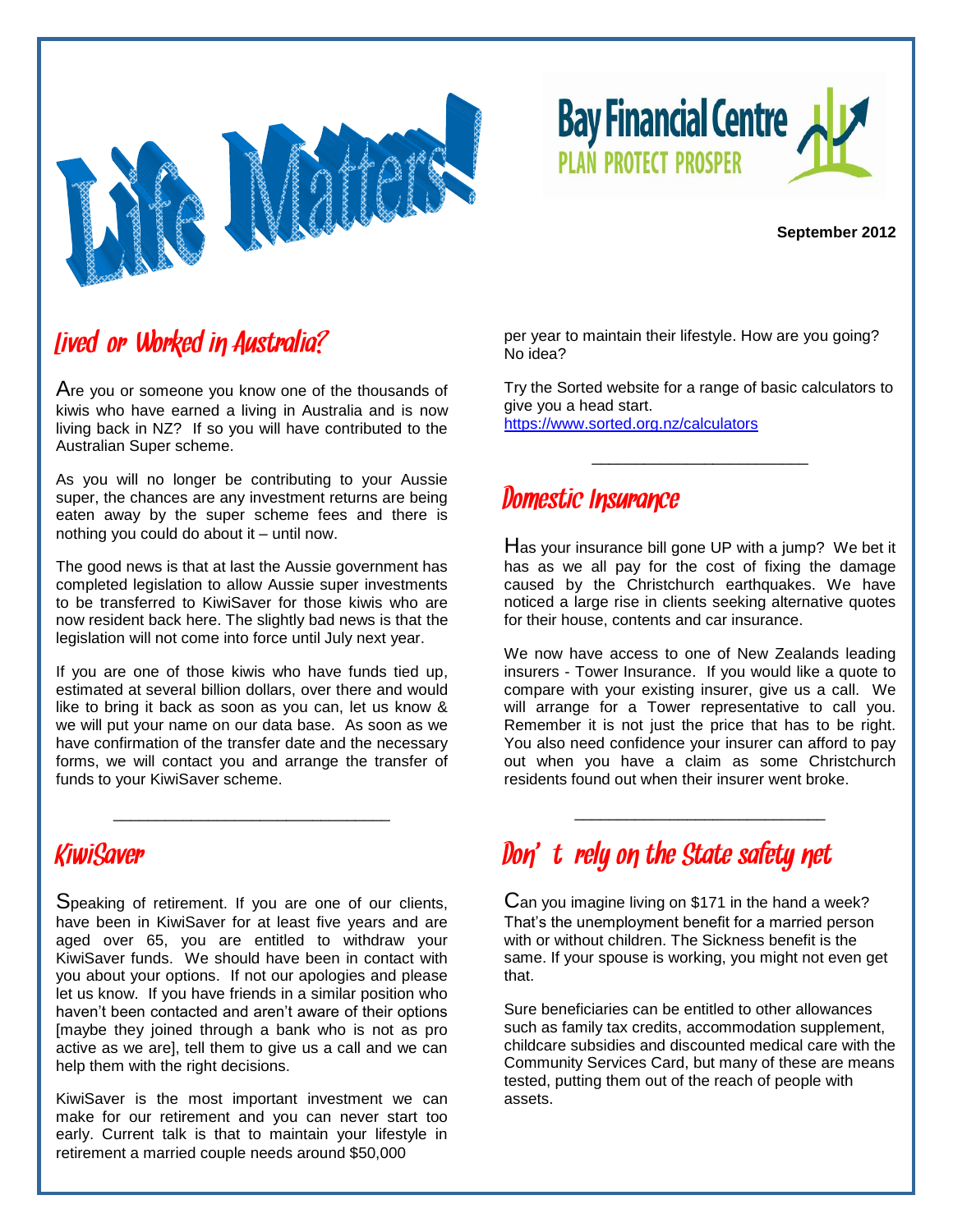# Life Matters!

**Bay Financial Centre**
PLAN PROTECT PROSPER

**September 2012**

## Lived or Worked in Australia?

Are you or someone you know one of the thousands of kiwis who have earned a living in Australia and is now living back in NZ? If so you will have contributed to the Australian Super scheme.

As you will no longer be contributing to your Aussie super, the chances are any investment returns are being eaten away by the super scheme fees and there is nothing you could do about it – until now.

The good news is that at last the Aussie government has completed legislation to allow Aussie super investments to be transferred to KiwiSaver for those kiwis who are now resident back here. The slightly bad news is that the legislation will not come into force until July next year.

If you are one of those kiwis who have funds tied up, estimated at several billion dollars, over there and would like to bring it back as soon as you can, let us know & we will put your name on our data base. As soon as we have confirmation of the transfer date and the necessary forms, we will contact you and arrange the transfer of funds to your KiwiSaver scheme.

---

## KiwiSaver

Speaking of retirement. If you are one of our clients, have been in KiwiSaver for at least five years and are aged over 65, you are entitled to withdraw your KiwiSaver funds. We should have been in contact with you about your options. If not our apologies and please let us know. If you have friends in a similar position who haven't been contacted and aren't aware of their options [maybe they joined through a bank who is not as pro active as we are], tell them to give us a call and we can help them with the right decisions.

KiwiSaver is the most important investment we can make for our retirement and you can never start too early. Current talk is that to maintain your lifestyle in retirement a married couple needs around $50,000 per year to maintain their lifestyle. How are you going? No idea?

Try the Sorted website for a range of basic calculators to give you a head start.
https://www.sorted.org.nz/calculators

---

## Domestic Insurance

Has your insurance bill gone UP with a jump? We bet it has as we all pay for the cost of fixing the damage caused by the Christchurch earthquakes. We have noticed a large rise in clients seeking alternative quotes for their house, contents and car insurance.

We now have access to one of New Zealands leading insurers - Tower Insurance. If you would like a quote to compare with your existing insurer, give us a call. We will arrange for a Tower representative to call you. Remember it is not just the price that has to be right. You also need confidence your insurer can afford to pay out when you have a claim as some Christchurch residents found out when their insurer went broke.

---

## Don't rely on the State safety net

Can you imagine living on $171 in the hand a week? That's the unemployment benefit for a married person with or without children. The Sickness benefit is the same. If your spouse is working, you might not even get that.

Sure beneficiaries can be entitled to other allowances such as family tax credits, accommodation supplement, childcare subsidies and discounted medical care with the Community Services Card, but many of these are means tested, putting them out of the reach of people with assets.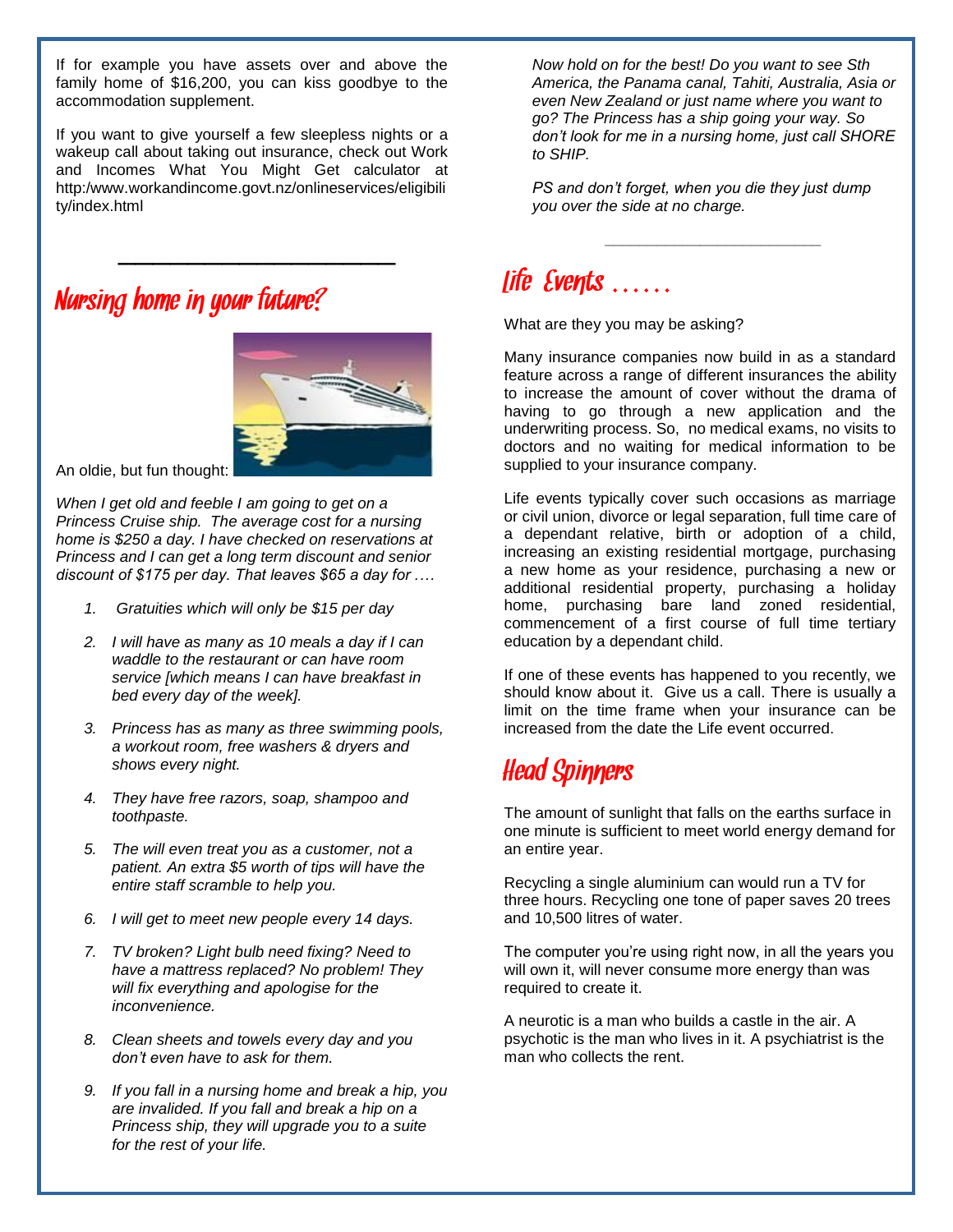If for example you have assets over and above the family home of $16,200, you can kiss goodbye to the accommodation supplement.

If you want to give yourself a few sleepless nights or a wakeup call about taking out insurance, check out Work and Incomes What You Might Get calculator at http:/www.workandincome.govt.nz/onlineservices/eligibility/index.html

## Nursing home in your future?

An oldie, but fun thought:

*When I get old and feeble I am going to get on a Princess Cruise ship. The average cost for a nursing home is $250 a day. I have checked on reservations at Princess and I can get a long term discount and senior discount of $175 per day. That leaves $65 a day for ….*

1. *Gratuities which will only be $15 per day*
2. *I will have as many as 10 meals a day if I can waddle to the restaurant or can have room service [which means I can have breakfast in bed every day of the week].*
3. *Princess has as many as three swimming pools, a workout room, free washers & dryers and shows every night.*
4. *They have free razors, soap, shampoo and toothpaste.*
5. *The will even treat you as a customer, not a patient. An extra $5 worth of tips will have the entire staff scramble to help you.*
6. *I will get to meet new people every 14 days.*
7. *TV broken? Light bulb need fixing? Need to have a mattress replaced? No problem! They will fix everything and apologise for the inconvenience.*
8. *Clean sheets and towels every day and you don't even have to ask for them.*
9. *If you fall in a nursing home and break a hip, you are invalided. If you fall and break a hip on a Princess ship, they will upgrade you to a suite for the rest of your life.*

*Now hold on for the best! Do you want to see Sth America, the Panama canal, Tahiti, Australia, Asia or even New Zealand or just name where you want to go? The Princess has a ship going your way. So don't look for me in a nursing home, just call SHORE to SHIP.*

*PS and don't forget, when you die they just dump you over the side at no charge.*

## Life Events ……

What are they you may be asking?

Many insurance companies now build in as a standard feature across a range of different insurances the ability to increase the amount of cover without the drama of having to go through a new application and the underwriting process. So, no medical exams, no visits to doctors and no waiting for medical information to be supplied to your insurance company.

Life events typically cover such occasions as marriage or civil union, divorce or legal separation, full time care of a dependant relative, birth or adoption of a child, increasing an existing residential mortgage, purchasing a new home as your residence, purchasing a new or additional residential property, purchasing a holiday home, purchasing bare land zoned residential, commencement of a first course of full time tertiary education by a dependant child.

If one of these events has happened to you recently, we should know about it. Give us a call. There is usually a limit on the time frame when your insurance can be increased from the date the Life event occurred.

## Head Spinners

The amount of sunlight that falls on the earths surface in one minute is sufficient to meet world energy demand for an entire year.

Recycling a single aluminium can would run a TV for three hours. Recycling one tone of paper saves 20 trees and 10,500 litres of water.

The computer you're using right now, in all the years you will own it, will never consume more energy than was required to create it.

A neurotic is a man who builds a castle in the air. A psychotic is the man who lives in it. A psychiatrist is the man who collects the rent.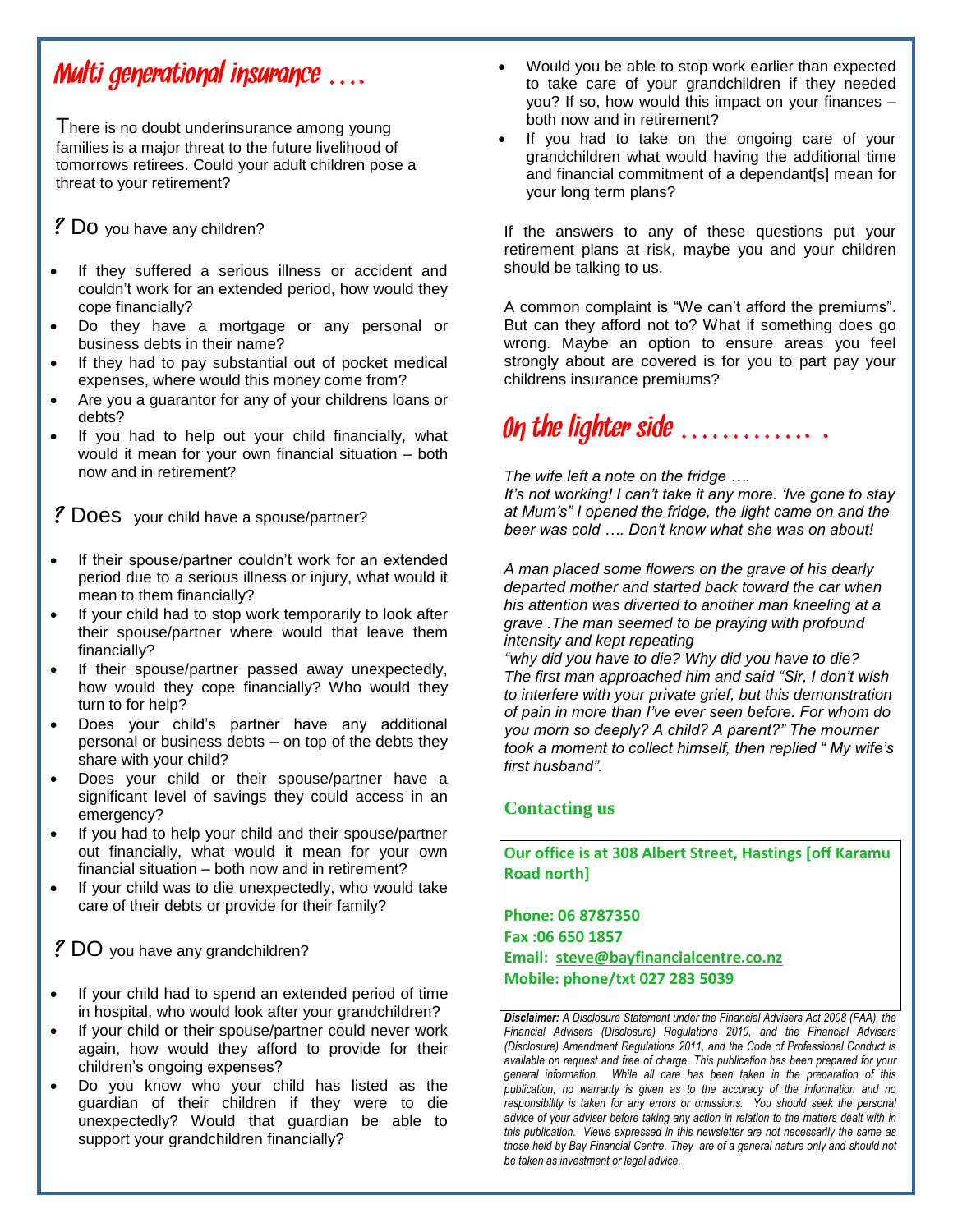# Multi generational insurance ….

There is no doubt underinsurance among young families is a major threat to the future livelihood of tomorrows retirees. Could your adult children pose a threat to your retirement?

**? Do** you have any children?

- If they suffered a serious illness or accident and couldn't work for an extended period, how would they cope financially?
- Do they have a mortgage or any personal or business debts in their name?
- If they had to pay substantial out of pocket medical expenses, where would this money come from?
- Are you a guarantor for any of your childrens loans or debts?
- If you had to help out your child financially, what would it mean for your own financial situation – both now and in retirement?

**? Does** your child have a spouse/partner?

- If their spouse/partner couldn't work for an extended period due to a serious illness or injury, what would it mean to them financially?
- If your child had to stop work temporarily to look after their spouse/partner where would that leave them financially?
- If their spouse/partner passed away unexpectedly, how would they cope financially? Who would they turn to for help?
- Does your child's partner have any additional personal or business debts – on top of the debts they share with your child?
- Does your child or their spouse/partner have a significant level of savings they could access in an emergency?
- If you had to help your child and their spouse/partner out financially, what would it mean for your own financial situation – both now and in retirement?
- If your child was to die unexpectedly, who would take care of their debts or provide for their family?

**? DO** you have any grandchildren?

- If your child had to spend an extended period of time in hospital, who would look after your grandchildren?
- If your child or their spouse/partner could never work again, how would they afford to provide for their children's ongoing expenses?
- Do you know who your child has listed as the guardian of their children if they were to die unexpectedly? Would that guardian be able to support your grandchildren financially?
- Would you be able to stop work earlier than expected to take care of your grandchildren if they needed you? If so, how would this impact on your finances – both now and in retirement?
- If you had to take on the ongoing care of your grandchildren what would having the additional time and financial commitment of a dependant[s] mean for your long term plans?

If the answers to any of these questions put your retirement plans at risk, maybe you and your children should be talking to us.

A common complaint is "We can't afford the premiums". But can they afford not to? What if something does go wrong. Maybe an option to ensure areas you feel strongly about are covered is for you to part pay your childrens insurance premiums?

# On the lighter side …………. .

*The wife left a note on the fridge ….*
*It's not working! I can't take it any more. 'Ive gone to stay at Mum's" I opened the fridge, the light came on and the beer was cold …. Don't know what she was on about!*

*A man placed some flowers on the grave of his dearly departed mother and started back toward the car when his attention was diverted to another man kneeling at a grave .The man seemed to be praying with profound intensity and kept repeating*
*"why did you have to die? Why did you have to die? The first man approached him and said "Sir, I don't wish to interfere with your private grief, but this demonstration of pain in more than I've ever seen before. For whom do you morn so deeply? A child? A parent?" The mourner took a moment to collect himself, then replied " My wife's first husband".*

## Contacting us

**Our office is at 308 Albert Street, Hastings [off Karamu Road north]**

**Phone: 06 8787350**
**Fax :06 650 1857**
**Email: steve@bayfinancialcentre.co.nz**
**Mobile: phone/txt 027 283 5039**

***Disclaimer:*** *A Disclosure Statement under the Financial Advisers Act 2008 (FAA), the Financial Advisers (Disclosure) Regulations 2010, and the Financial Advisers (Disclosure) Amendment Regulations 2011, and the Code of Professional Conduct is available on request and free of charge. This publication has been prepared for your general information. While all care has been taken in the preparation of this publication, no warranty is given as to the accuracy of the information and no responsibility is taken for any errors or omissions. You should seek the personal advice of your adviser before taking any action in relation to the matters dealt with in this publication. Views expressed in this newsletter are not necessarily the same as those held by Bay Financial Centre. They are of a general nature only and should not be taken as investment or legal advice.*